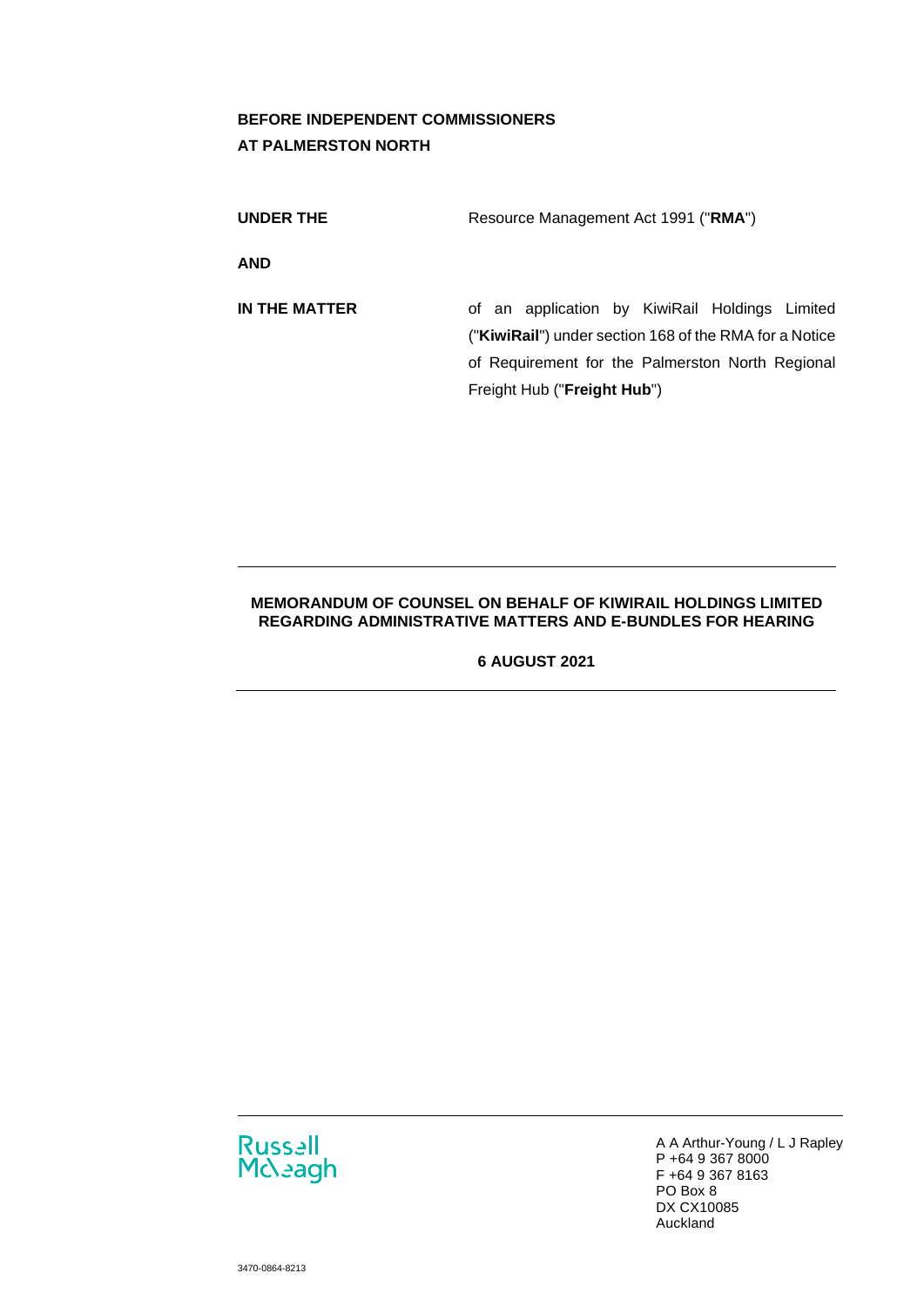**BEFORE INDEPENDENT COMMISSIONERS**
**AT PALMERSTON NORTH**

| | |
|---|---|
| **UNDER THE** | Resource Management Act 1991 ("**RMA**") |
| **AND** | |
| **IN THE MATTER** | of an application by KiwiRail Holdings Limited ("**KiwiRail**") under section 168 of the RMA for a Notice of Requirement for the Palmerston North Regional Freight Hub ("**Freight Hub**") |

---

**MEMORANDUM OF COUNSEL ON BEHALF OF KIWIRAIL HOLDINGS LIMITED REGARDING ADMINISTRATIVE MATTERS AND E-BUNDLES FOR HEARING**

**6 AUGUST 2021**

---

Russell McVeagh

A A Arthur-Young / L J Rapley
P +64 9 367 8000
F +64 9 367 8163
PO Box 8
DX CX10085
Auckland

3470-0864-8213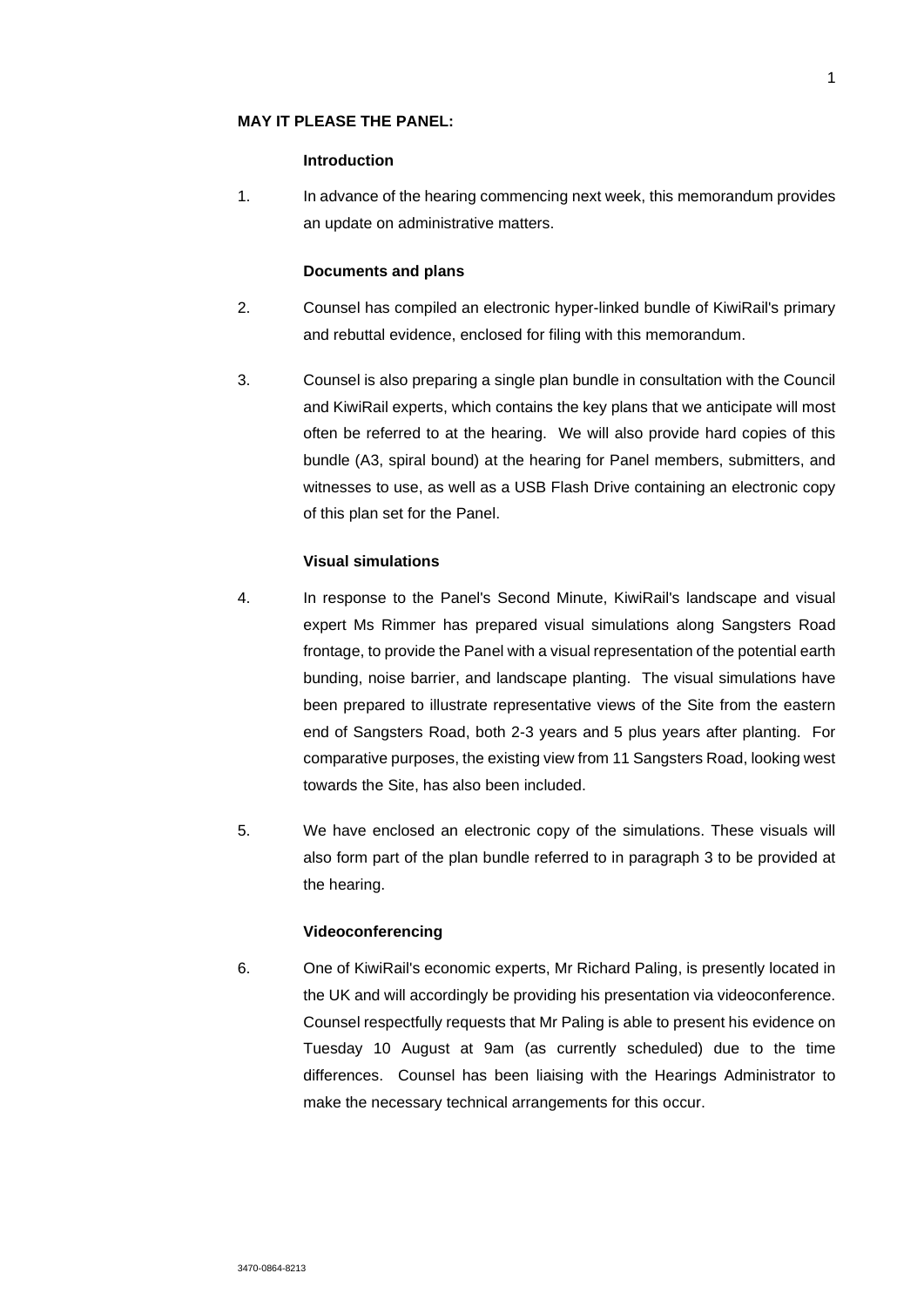**MAY IT PLEASE THE PANEL:**

**Introduction**

1. In advance of the hearing commencing next week, this memorandum provides an update on administrative matters.

**Documents and plans**

2. Counsel has compiled an electronic hyper-linked bundle of KiwiRail's primary and rebuttal evidence, enclosed for filing with this memorandum.

3. Counsel is also preparing a single plan bundle in consultation with the Council and KiwiRail experts, which contains the key plans that we anticipate will most often be referred to at the hearing. We will also provide hard copies of this bundle (A3, spiral bound) at the hearing for Panel members, submitters, and witnesses to use, as well as a USB Flash Drive containing an electronic copy of this plan set for the Panel.

**Visual simulations**

4. In response to the Panel's Second Minute, KiwiRail's landscape and visual expert Ms Rimmer has prepared visual simulations along Sangsters Road frontage, to provide the Panel with a visual representation of the potential earth bunding, noise barrier, and landscape planting. The visual simulations have been prepared to illustrate representative views of the Site from the eastern end of Sangsters Road, both 2-3 years and 5 plus years after planting. For comparative purposes, the existing view from 11 Sangsters Road, looking west towards the Site, has also been included.

5. We have enclosed an electronic copy of the simulations. These visuals will also form part of the plan bundle referred to in paragraph 3 to be provided at the hearing.

**Videoconferencing**

6. One of KiwiRail's economic experts, Mr Richard Paling, is presently located in the UK and will accordingly be providing his presentation via videoconference. Counsel respectfully requests that Mr Paling is able to present his evidence on Tuesday 10 August at 9am (as currently scheduled) due to the time differences. Counsel has been liaising with the Hearings Administrator to make the necessary technical arrangements for this occur.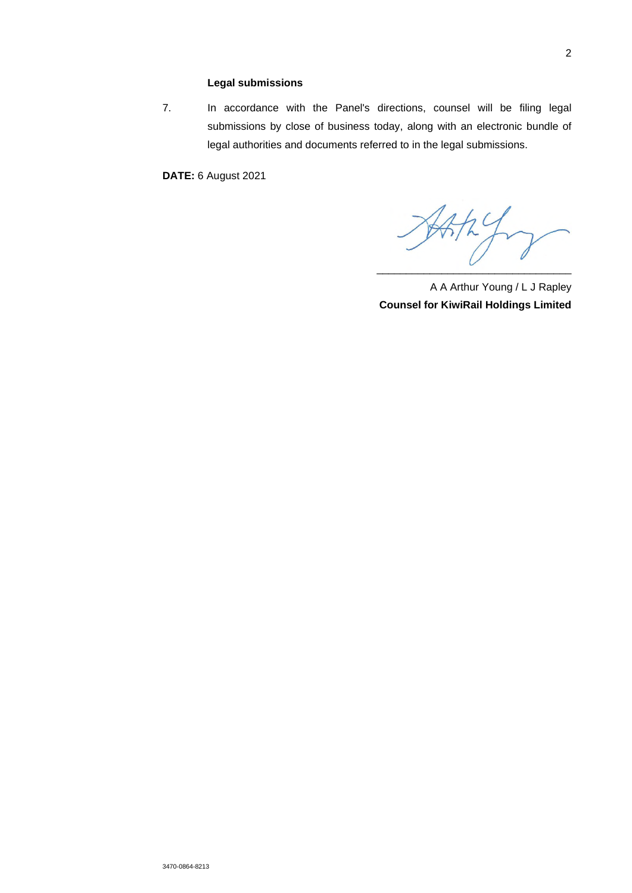**Legal submissions**

7. In accordance with the Panel's directions, counsel will be filing legal submissions by close of business today, along with an electronic bundle of legal authorities and documents referred to in the legal submissions.

**DATE:** 6 August 2021

\_\_\_\_\_\_\_\_\_\_\_\_\_\_\_\_\_\_\_\_\_\_\_\_\_\_\_\_\_\_\_\_\_\_

A A Arthur Young / L J Rapley
**Counsel for KiwiRail Holdings Limited**

3470-0864-8213